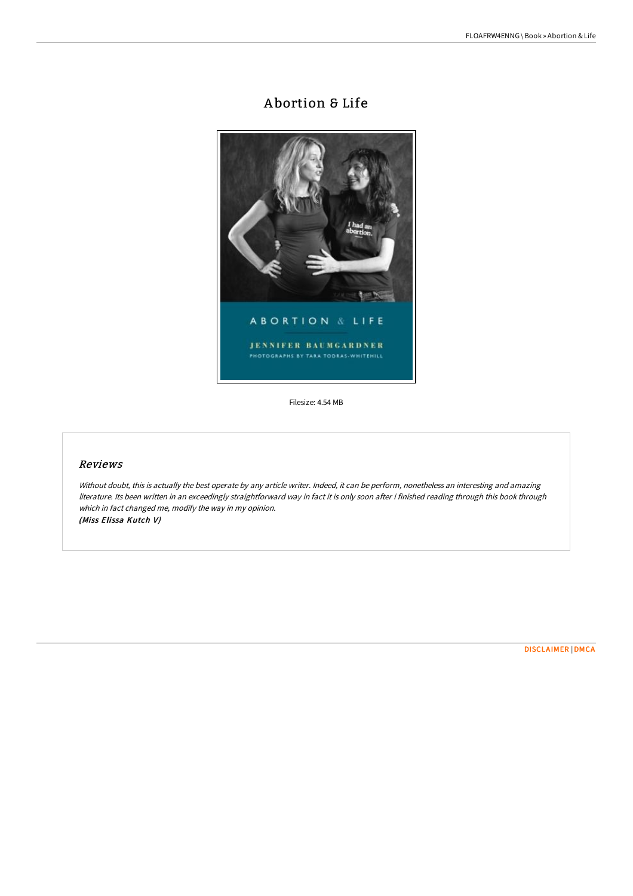# Abortion & Life

Filesize: 4.54 MB

## Reviews

*Without doubt, this is actually the best operate by any article writer. Indeed, it can be perform, nonetheless an interesting and amazing literature. Its been written in an exceedingly straightforward way in fact it is only soon after i finished reading through this book through which in fact changed me, modify the way in my opinion.*
*(Miss Elissa Kutch V)*

DISCLAIMER | DMCA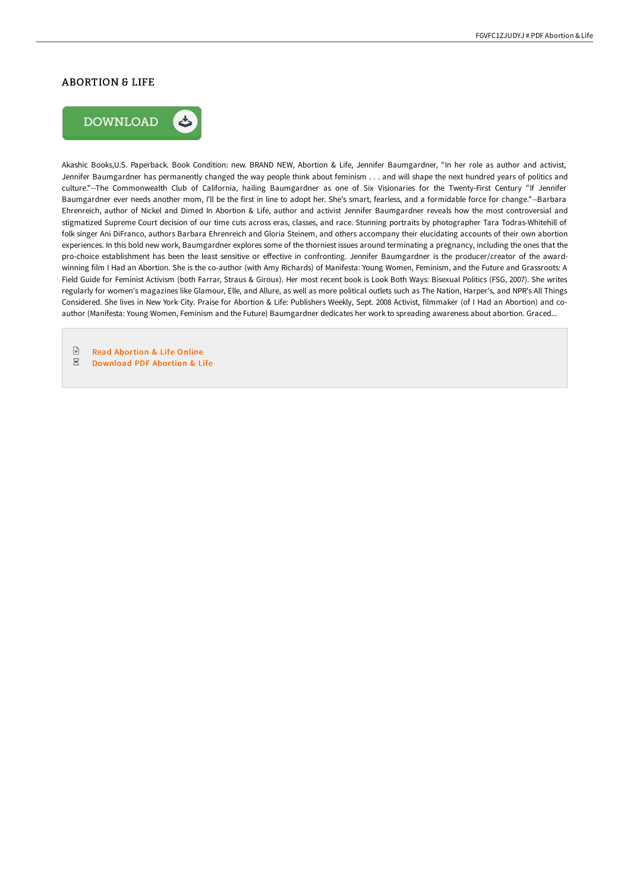## ABORTION & LIFE

DOWNLOAD

Akashic Books,U.S. Paperback. Book Condition: new. BRAND NEW, Abortion & Life, Jennifer Baumgardner, "In her role as author and activist, Jennifer Baumgardner has permanently changed the way people think about feminism . . . and will shape the next hundred years of politics and culture."--The Commonwealth Club of California, hailing Baumgardner as one of Six Visionaries for the Twenty-First Century "If Jennifer Baumgardner ever needs another mom, I'll be the first in line to adopt her. She's smart, fearless, and a formidable force for change."--Barbara Ehrenreich, author of Nickel and Dimed In Abortion & Life, author and activist Jennifer Baumgardner reveals how the most controversial and stigmatized Supreme Court decision of our time cuts across eras, classes, and race. Stunning portraits by photographer Tara Todras-Whitehill of folk singer Ani DiFranco, authors Barbara Ehrenreich and Gloria Steinem, and others accompany their elucidating accounts of their own abortion experiences. In this bold new work, Baumgardner explores some of the thorniest issues around terminating a pregnancy, including the ones that the pro-choice establishment has been the least sensitive or effective in confronting. Jennifer Baumgardner is the producer/creator of the award-winning film I Had an Abortion. She is the co-author (with Amy Richards) of Manifesta: Young Women, Feminism, and the Future and Grassroots: A Field Guide for Feminist Activism (both Farrar, Straus & Giroux). Her most recent book is Look Both Ways: Bisexual Politics (FSG, 2007). She writes regularly for women's magazines like Glamour, Elle, and Allure, as well as more political outlets such as The Nation, Harper's, and NPR's All Things Considered. She lives in New York City. Praise for Abortion & Life: Publishers Weekly, Sept. 2008 Activist, filmmaker (of I Had an Abortion) and co-author (Manifesta: Young Women, Feminism and the Future) Baumgardner dedicates her work to spreading awareness about abortion. Graced...

- Read Abortion & Life Online
- Download PDF Abortion & Life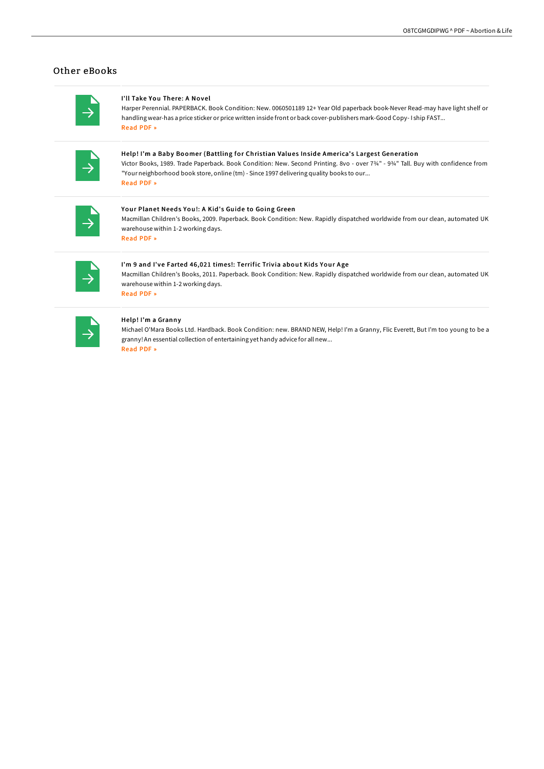## Other eBooks

### I'll Take You There: A Novel

Harper Perennial. PAPERBACK. Book Condition: New. 0060501189 12+ Year Old paperback book-Never Read-may have light shelf or handling wear-has a price sticker or price written inside front or back cover-publishers mark-Good Copy- I ship FAST...

Read PDF »

### Help! I'm a Baby Boomer (Battling for Christian Values Inside America's Largest Generation

Victor Books, 1989. Trade Paperback. Book Condition: New. Second Printing. 8vo - over 7¾" - 9¾" Tall. Buy with confidence from "Your neighborhood book store, online (tm) - Since 1997 delivering quality books to our...

Read PDF »

### Your Planet Needs You!: A Kid's Guide to Going Green

Macmillan Children's Books, 2009. Paperback. Book Condition: New. Rapidly dispatched worldwide from our clean, automated UK warehouse within 1-2 working days.

Read PDF »

### I'm 9 and I've Farted 46,021 times!: Terrific Trivia about Kids Your Age

Macmillan Children's Books, 2011. Paperback. Book Condition: New. Rapidly dispatched worldwide from our clean, automated UK warehouse within 1-2 working days.

Read PDF »

### Help! I'm a Granny

Michael O'Mara Books Ltd. Hardback. Book Condition: new. BRAND NEW, Help! I'm a Granny, Flic Everett, But I'm too young to be a granny! An essential collection of entertaining yet handy advice for all new...

Read PDF »